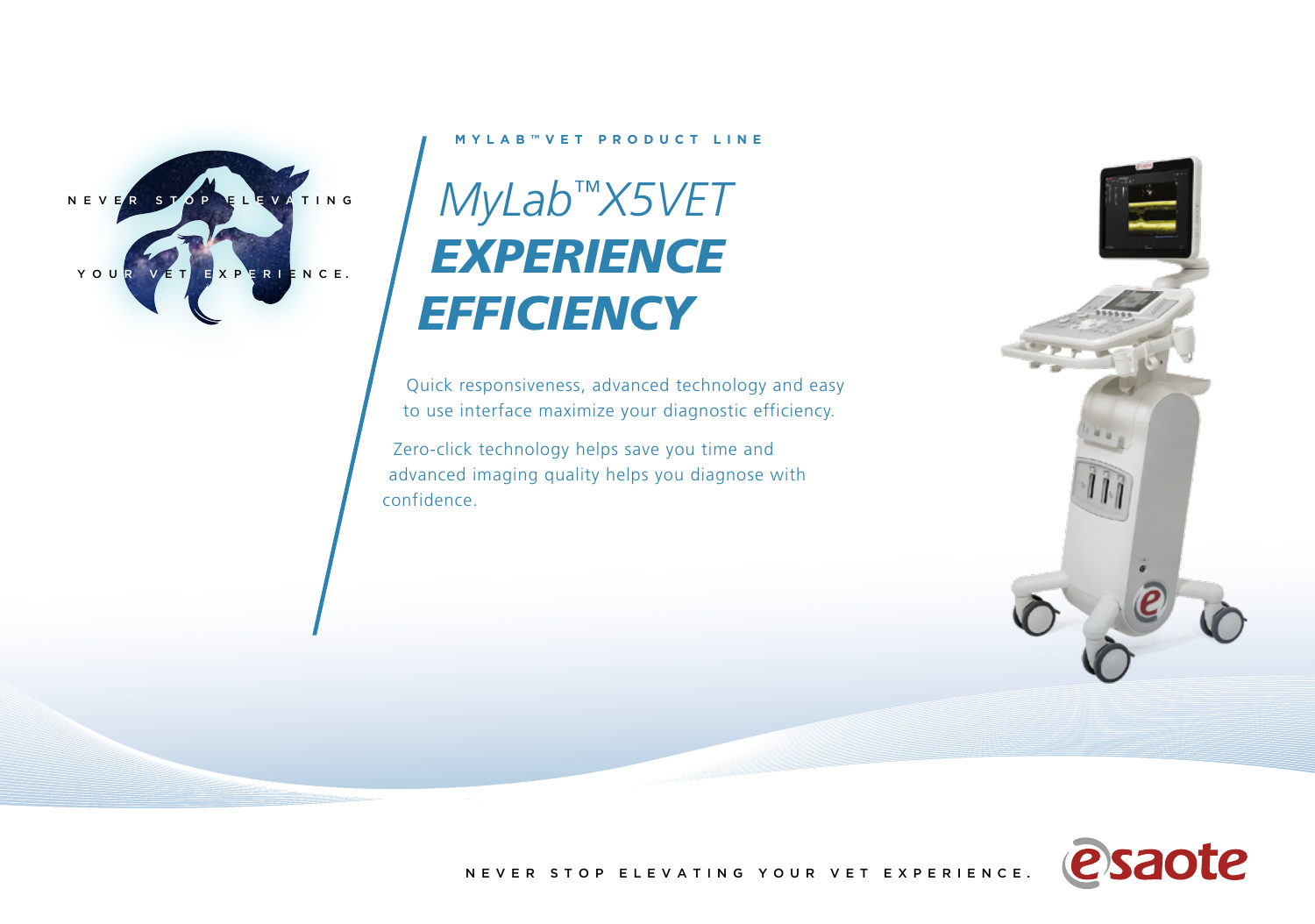NEVER STOP ELEVATING YOUR VET EXPERIENCE.

MYLAB™VET PRODUCT LINE

# *MyLab™X5VET*

# ***EXPERIENCE EFFICIENCY***

Quick responsiveness, advanced technology and easy to use interface maximize your diagnostic efficiency.

Zero-click technology helps save you time and advanced imaging quality helps you diagnose with confidence.

NEVER STOP ELEVATING YOUR VET EXPERIENCE.

esaote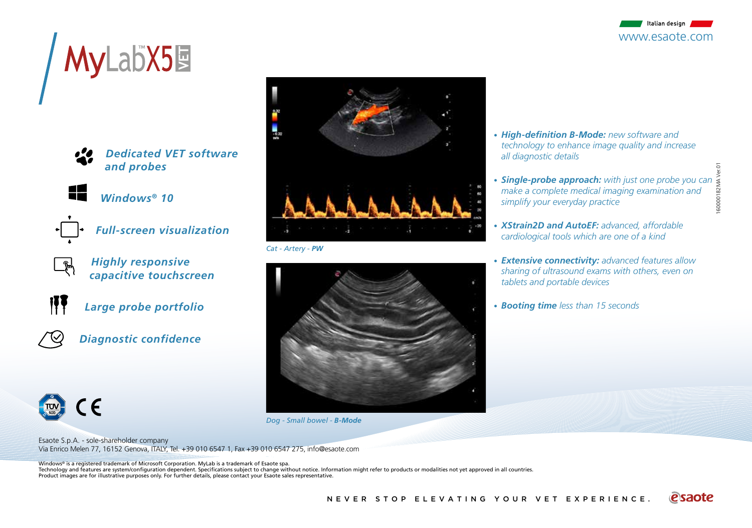Italian design
www.esaote.com

# MyLabX5 VET

- *Dedicated VET software and probes*
- *Windows® 10*
- *Full-screen visualization*
- *Highly responsive capacitive touchscreen*
- *Large probe portfolio*
- *Diagnostic confidence*

*Cat - Artery - **PW***

*Dog - Small bowel - **B-Mode***

- ***High-definition B-Mode:** new software and technology to enhance image quality and increase all diagnostic details*
- ***Single-probe approach:** with just one probe you can make a complete medical imaging examination and simplify your everyday practice*
- ***XStrain2D and AutoEF:** advanced, affordable cardiological tools which are one of a kind*
- ***Extensive connectivity:** advanced features allow sharing of ultrasound exams with others, even on tablets and portable devices*
- ***Booting time** less than 15 seconds*

160000182MA Ver.01

Esaote S.p.A. - sole-shareholder company
Via Enrico Melen 77, 16152 Genova, ITALY, Tel. +39 010 6547 1, Fax +39 010 6547 275, info@esaote.com

Windows® is a registered trademark of Microsoft Corporation. MyLab is a trademark of Esaote spa.
Technology and features are system/configuration dependent. Specifications subject to change without notice. Information might refer to products or modalities not yet approved in all countries.
Product images are for illustrative purposes only. For further details, please contact your Esaote sales representative.

NEVER STOP ELEVATING YOUR VET EXPERIENCE.

esaote